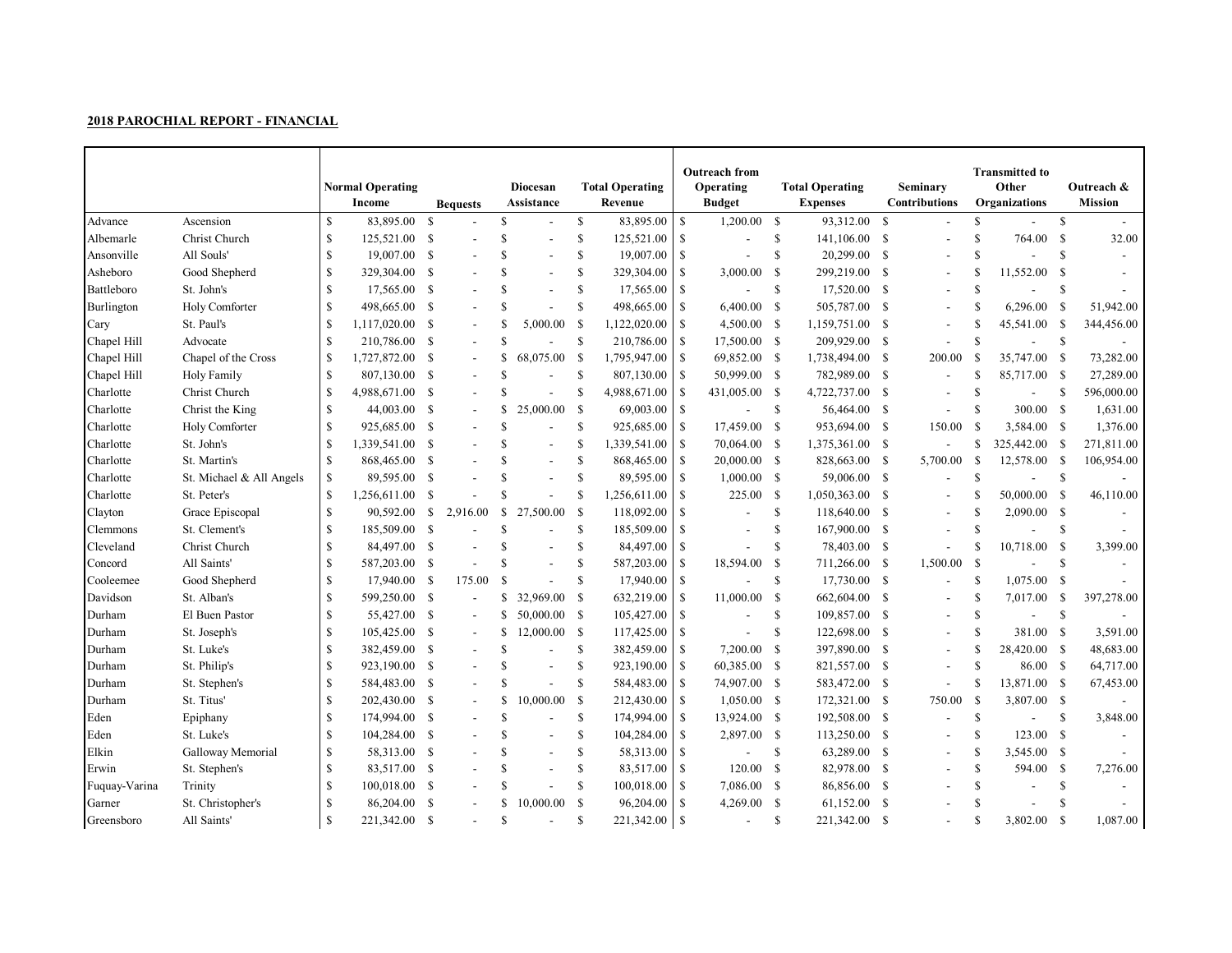**2018 PAROCHIAL REPORT - FINANCIAL**

| | | Normal Operating Income | Bequests | Diocesan Assistance | Total Operating Revenue | Outreach from Operating Budget | Total Operating Expenses | Seminary Contributions | Transmitted to Other Organizations | Outreach & Mission |
|---|---|---|---|---|---|---|---|---|---|---|
| Advance | Ascension | $ 83,895.00 | $ - | $ - | $ 83,895.00 | $ 1,200.00 | $ 93,312.00 | $ - | $ - | $ - |
| Albemarle | Christ Church | $ 125,521.00 | $ - | $ - | $ 125,521.00 | $ - | $ 141,106.00 | $ - | $ 764.00 | $ 32.00 |
| Ansonville | All Souls' | $ 19,007.00 | $ - | $ - | $ 19,007.00 | $ - | $ 20,299.00 | $ - | $ - | $ - |
| Asheboro | Good Shepherd | $ 329,304.00 | $ - | $ - | $ 329,304.00 | $ 3,000.00 | $ 299,219.00 | $ - | $ 11,552.00 | $ - |
| Battleboro | St. John's | $ 17,565.00 | $ - | $ - | $ 17,565.00 | $ - | $ 17,520.00 | $ - | $ - | $ - |
| Burlington | Holy Comforter | $ 498,665.00 | $ - | $ - | $ 498,665.00 | $ 6,400.00 | $ 505,787.00 | $ - | $ 6,296.00 | $ 51,942.00 |
| Cary | St. Paul's | $ 1,117,020.00 | $ - | $ 5,000.00 | $ 1,122,020.00 | $ 4,500.00 | $ 1,159,751.00 | $ - | $ 45,541.00 | $ 344,456.00 |
| Chapel Hill | Advocate | $ 210,786.00 | $ - | $ - | $ 210,786.00 | $ 17,500.00 | $ 209,929.00 | $ - | $ - | $ - |
| Chapel Hill | Chapel of the Cross | $ 1,727,872.00 | $ - | $ 68,075.00 | $ 1,795,947.00 | $ 69,852.00 | $ 1,738,494.00 | $ 200.00 | $ 35,747.00 | $ 73,282.00 |
| Chapel Hill | Holy Family | $ 807,130.00 | $ - | $ - | $ 807,130.00 | $ 50,999.00 | $ 782,989.00 | $ - | $ 85,717.00 | $ 27,289.00 |
| Charlotte | Christ Church | $ 4,988,671.00 | $ - | $ - | $ 4,988,671.00 | $ 431,005.00 | $ 4,722,737.00 | $ - | $ - | $ 596,000.00 |
| Charlotte | Christ the King | $ 44,003.00 | $ - | $ 25,000.00 | $ 69,003.00 | $ - | $ 56,464.00 | $ - | $ 300.00 | $ 1,631.00 |
| Charlotte | Holy Comforter | $ 925,685.00 | $ - | $ - | $ 925,685.00 | $ 17,459.00 | $ 953,694.00 | $ 150.00 | $ 3,584.00 | $ 1,376.00 |
| Charlotte | St. John's | $ 1,339,541.00 | $ - | $ - | $ 1,339,541.00 | $ 70,064.00 | $ 1,375,361.00 | $ - | $ 325,442.00 | $ 271,811.00 |
| Charlotte | St. Martin's | $ 868,465.00 | $ - | $ - | $ 868,465.00 | $ 20,000.00 | $ 828,663.00 | $ 5,700.00 | $ 12,578.00 | $ 106,954.00 |
| Charlotte | St. Michael & All Angels | $ 89,595.00 | $ - | $ - | $ 89,595.00 | $ 1,000.00 | $ 59,006.00 | $ - | $ - | $ - |
| Charlotte | St. Peter's | $ 1,256,611.00 | $ - | $ - | $ 1,256,611.00 | $ 225.00 | $ 1,050,363.00 | $ - | $ 50,000.00 | $ 46,110.00 |
| Clayton | Grace Episcopal | $ 90,592.00 | $ 2,916.00 | $ 27,500.00 | $ 118,092.00 | $ - | $ 118,640.00 | $ - | $ 2,090.00 | $ - |
| Clemmons | St. Clement's | $ 185,509.00 | $ - | $ - | $ 185,509.00 | $ - | $ 167,900.00 | $ - | $ - | $ - |
| Cleveland | Christ Church | $ 84,497.00 | $ - | $ - | $ 84,497.00 | $ - | $ 78,403.00 | $ - | $ 10,718.00 | $ 3,399.00 |
| Concord | All Saints' | $ 587,203.00 | $ - | $ - | $ 587,203.00 | $ 18,594.00 | $ 711,266.00 | $ 1,500.00 | $ - | $ - |
| Cooleemee | Good Shepherd | $ 17,940.00 | $ 175.00 | $ - | $ 17,940.00 | $ - | $ 17,730.00 | $ - | $ 1,075.00 | $ - |
| Davidson | St. Alban's | $ 599,250.00 | $ - | $ 32,969.00 | $ 632,219.00 | $ 11,000.00 | $ 662,604.00 | $ - | $ 7,017.00 | $ 397,278.00 |
| Durham | El Buen Pastor | $ 55,427.00 | $ - | $ 50,000.00 | $ 105,427.00 | $ - | $ 109,857.00 | $ - | $ - | $ - |
| Durham | St. Joseph's | $ 105,425.00 | $ - | $ 12,000.00 | $ 117,425.00 | $ - | $ 122,698.00 | $ - | $ 381.00 | $ 3,591.00 |
| Durham | St. Luke's | $ 382,459.00 | $ - | $ - | $ 382,459.00 | $ 7,200.00 | $ 397,890.00 | $ - | $ 28,420.00 | $ 48,683.00 |
| Durham | St. Philip's | $ 923,190.00 | $ - | $ - | $ 923,190.00 | $ 60,385.00 | $ 821,557.00 | $ - | $ 86.00 | $ 64,717.00 |
| Durham | St. Stephen's | $ 584,483.00 | $ - | $ - | $ 584,483.00 | $ 74,907.00 | $ 583,472.00 | $ - | $ 13,871.00 | $ 67,453.00 |
| Durham | St. Titus' | $ 202,430.00 | $ - | $ 10,000.00 | $ 212,430.00 | $ 1,050.00 | $ 172,321.00 | $ 750.00 | $ 3,807.00 | $ - |
| Eden | Epiphany | $ 174,994.00 | $ - | $ - | $ 174,994.00 | $ 13,924.00 | $ 192,508.00 | $ - | $ - | $ 3,848.00 |
| Eden | St. Luke's | $ 104,284.00 | $ - | $ - | $ 104,284.00 | $ 2,897.00 | $ 113,250.00 | $ - | $ 123.00 | $ - |
| Elkin | Galloway Memorial | $ 58,313.00 | $ - | $ - | $ 58,313.00 | $ - | $ 63,289.00 | $ - | $ 3,545.00 | $ - |
| Erwin | St. Stephen's | $ 83,517.00 | $ - | $ - | $ 83,517.00 | $ 120.00 | $ 82,978.00 | $ - | $ 594.00 | $ 7,276.00 |
| Fuquay-Varina | Trinity | $ 100,018.00 | $ - | $ - | $ 100,018.00 | $ 7,086.00 | $ 86,856.00 | $ - | $ - | $ - |
| Garner | St. Christopher's | $ 86,204.00 | $ - | $ 10,000.00 | $ 96,204.00 | $ 4,269.00 | $ 61,152.00 | $ - | $ - | $ - |
| Greensboro | All Saints' | $ 221,342.00 | $ - | $ - | $ 221,342.00 | $ - | $ 221,342.00 | $ - | $ 3,802.00 | $ 1,087.00 |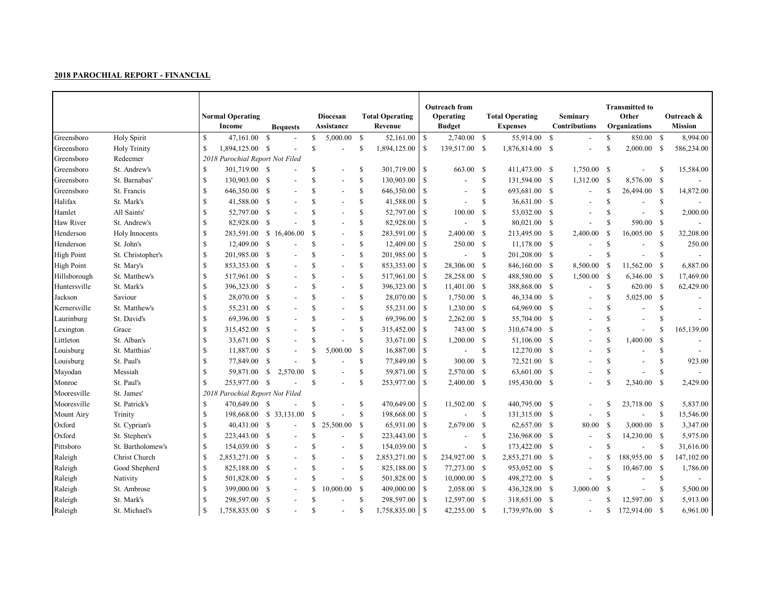**2018 PAROCHIAL REPORT - FINANCIAL**

| | | Normal Operating Income | Bequests | Diocesan Assistance | Total Operating Revenue | Outreach from Operating Budget | Total Operating Expenses | Seminary Contributions | Transmitted to Other Organizations | Outreach & Mission |
|---|---|---|---|---|---|---|---|---|---|---|
| Greensboro | Holy Spirit | $ 47,161.00 | $ - | $ 5,000.00 | $ 52,161.00 | $ 2,740.00 | $ 55,914.00 | $ - | $ 850.00 | $ 8,994.00 |
| Greensboro | Holy Trinity | $ 1,894,125.00 | $ - | $ - | $ 1,894,125.00 | $ 139,517.00 | $ 1,876,814.00 | $ - | $ 2,000.00 | $ 586,234.00 |
| Greensboro | Redeemer | 2018 Parochial Report Not Filed | | | | | | | | |
| Greensboro | St. Andrew's | $ 301,719.00 | $ - | $ - | $ 301,719.00 | $ 663.00 | $ 411,473.00 | $ 1,750.00 | $ - | $ 15,584.00 |
| Greensboro | St. Barnabas' | $ 130,903.00 | $ - | $ - | $ 130,903.00 | $ - | $ 131,594.00 | $ 1,312.00 | $ 8,576.00 | $ - |
| Greensboro | St. Francis | $ 646,350.00 | $ - | $ - | $ 646,350.00 | $ - | $ 693,681.00 | $ - | $ 26,494.00 | $ 14,872.00 |
| Halifax | St. Mark's | $ 41,588.00 | $ - | $ - | $ 41,588.00 | $ - | $ 36,631.00 | $ - | $ - | $ - |
| Hamlet | All Saints' | $ 52,797.00 | $ - | $ - | $ 52,797.00 | $ 100.00 | $ 53,032.00 | $ - | $ - | $ 2,000.00 |
| Haw River | St. Andrew's | $ 82,928.00 | $ - | $ - | $ 82,928.00 | $ - | $ 80,021.00 | $ - | $ 590.00 | $ - |
| Henderson | Holy Innocents | $ 283,591.00 | $ 16,406.00 | $ - | $ 283,591.00 | $ 2,400.00 | $ 213,495.00 | $ 2,400.00 | $ 16,005.00 | $ 32,208.00 |
| Henderson | St. John's | $ 12,409.00 | $ - | $ - | $ 12,409.00 | $ 250.00 | $ 11,178.00 | $ - | $ - | $ 250.00 |
| High Point | St. Christopher's | $ 201,985.00 | $ - | $ - | $ 201,985.00 | $ - | $ 201,208.00 | $ - | $ - | $ - |
| High Point | St. Mary's | $ 853,353.00 | $ - | $ - | $ 853,353.00 | $ 28,306.00 | $ 846,160.00 | $ 8,500.00 | $ 11,562.00 | $ 6,887.00 |
| Hillsborough | St. Matthew's | $ 517,961.00 | $ - | $ - | $ 517,961.00 | $ 28,258.00 | $ 488,580.00 | $ 1,500.00 | $ 6,346.00 | $ 17,469.00 |
| Huntersville | St. Mark's | $ 396,323.00 | $ - | $ - | $ 396,323.00 | $ 11,401.00 | $ 388,868.00 | $ - | $ 620.00 | $ 62,429.00 |
| Jackson | Saviour | $ 28,070.00 | $ - | $ - | $ 28,070.00 | $ 1,750.00 | $ 46,334.00 | $ - | $ 5,025.00 | $ - |
| Kernersville | St. Matthew's | $ 55,231.00 | $ - | $ - | $ 55,231.00 | $ 1,230.00 | $ 64,969.00 | $ - | $ - | $ - |
| Laurinburg | St. David's | $ 69,396.00 | $ - | $ - | $ 69,396.00 | $ 2,262.00 | $ 55,704.00 | $ - | $ - | $ - |
| Lexington | Grace | $ 315,452.00 | $ - | $ - | $ 315,452.00 | $ 743.00 | $ 310,674.00 | $ - | $ - | $ 165,139.00 |
| Littleton | St. Alban's | $ 33,671.00 | $ - | $ - | $ 33,671.00 | $ 1,200.00 | $ 51,106.00 | $ - | $ 1,400.00 | $ - |
| Louisburg | St. Matthias' | $ 11,887.00 | $ - | $ 5,000.00 | $ 16,887.00 | $ - | $ 12,270.00 | $ - | $ - | $ - |
| Louisburg | St. Paul's | $ 77,849.00 | $ - | $ - | $ 77,849.00 | $ 300.00 | $ 72,521.00 | $ - | $ - | $ 923.00 |
| Mayodan | Messiah | $ 59,871.00 | $ 2,570.00 | $ - | $ 59,871.00 | $ 2,570.00 | $ 63,601.00 | $ - | $ - | $ - |
| Monroe | St. Paul's | $ 253,977.00 | $ - | $ - | $ 253,977.00 | $ 2,400.00 | $ 195,430.00 | $ - | $ 2,340.00 | $ 2,429.00 |
| Mooresville | St. James' | 2018 Parochial Report Not Filed | | | | | | | | |
| Mooresville | St. Patrick's | $ 470,649.00 | $ - | $ - | $ 470,649.00 | $ 11,502.00 | $ 440,795.00 | $ - | $ 23,718.00 | $ 5,837.00 |
| Mount Airy | Trinity | $ 198,668.00 | $ 33,131.00 | $ - | $ 198,668.00 | $ - | $ 131,315.00 | $ - | $ - | $ 15,546.00 |
| Oxford | St. Cyprian's | $ 40,431.00 | $ - | $ 25,500.00 | $ 65,931.00 | $ 2,679.00 | $ 62,657.00 | $ 80.00 | $ 3,000.00 | $ 3,347.00 |
| Oxford | St. Stephen's | $ 223,443.00 | $ - | $ - | $ 223,443.00 | $ - | $ 236,968.00 | $ - | $ 14,230.00 | $ 5,975.00 |
| Pittsboro | St. Bartholomew's | $ 154,039.00 | $ - | $ - | $ 154,039.00 | $ - | $ 173,422.00 | $ - | $ - | $ 31,616.00 |
| Raleigh | Christ Church | $ 2,853,271.00 | $ - | $ - | $ 2,853,271.00 | $ 234,927.00 | $ 2,853,271.00 | $ - | $ 188,955.00 | $ 147,102.00 |
| Raleigh | Good Shepherd | $ 825,188.00 | $ - | $ - | $ 825,188.00 | $ 77,273.00 | $ 953,052.00 | $ - | $ 10,467.00 | $ 1,786.00 |
| Raleigh | Nativity | $ 501,828.00 | $ - | $ - | $ 501,828.00 | $ 10,000.00 | $ 498,272.00 | $ - | $ - | $ - |
| Raleigh | St. Ambrose | $ 399,000.00 | $ - | $ 10,000.00 | $ 409,000.00 | $ 2,058.00 | $ 436,328.00 | $ 3,000.00 | $ - | $ 5,500.00 |
| Raleigh | St. Mark's | $ 298,597.00 | $ - | $ - | $ 298,597.00 | $ 12,597.00 | $ 318,651.00 | $ - | $ 12,597.00 | $ 5,913.00 |
| Raleigh | St. Michael's | $ 1,758,835.00 | $ - | $ - | $ 1,758,835.00 | $ 42,255.00 | $ 1,739,976.00 | $ - | $ 172,914.00 | $ 6,961.00 |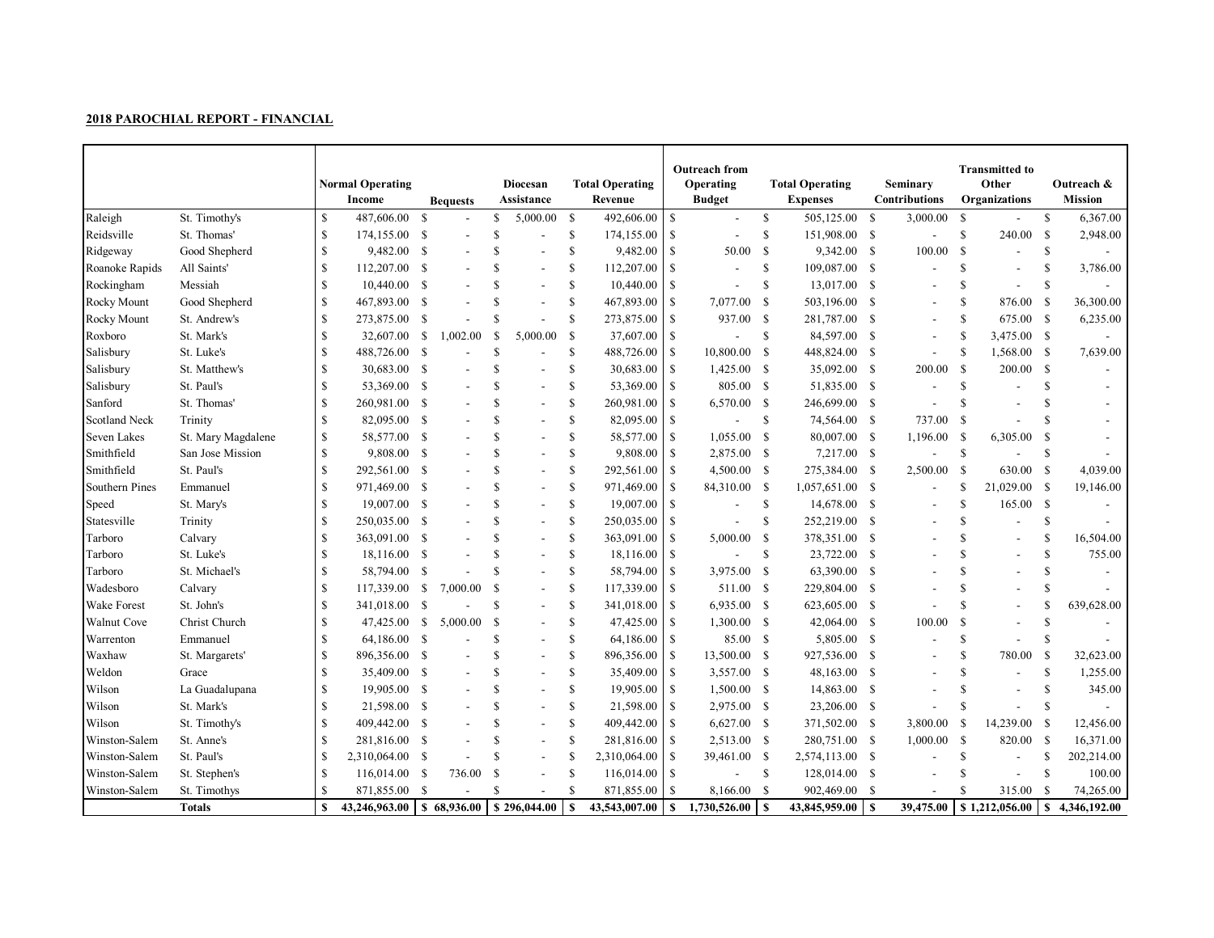**2018 PAROCHIAL REPORT - FINANCIAL**

| | | Normal Operating Income | Bequests | Diocesan Assistance | Total Operating Revenue | Outreach from Operating Budget | Total Operating Expenses | Seminary Contributions | Transmitted to Other Organizations | Outreach & Mission |
|---|---|---|---|---|---|---|---|---|---|---|
| Raleigh | St. Timothy's | $ 487,606.00 | $ - | $ 5,000.00 | $ 492,606.00 | $ - | $ 505,125.00 | $ 3,000.00 | $ - | $ 6,367.00 |
| Reidsville | St. Thomas' | $ 174,155.00 | $ - | $ - | $ 174,155.00 | $ - | $ 151,908.00 | $ - | $ 240.00 | $ 2,948.00 |
| Ridgeway | Good Shepherd | $ 9,482.00 | $ - | $ - | $ 9,482.00 | $ 50.00 | $ 9,342.00 | $ 100.00 | $ - | $ - |
| Roanoke Rapids | All Saints' | $ 112,207.00 | $ - | $ - | $ 112,207.00 | $ - | $ 109,087.00 | $ - | $ - | $ 3,786.00 |
| Rockingham | Messiah | $ 10,440.00 | $ - | $ - | $ 10,440.00 | $ - | $ 13,017.00 | $ - | $ - | $ - |
| Rocky Mount | Good Shepherd | $ 467,893.00 | $ - | $ - | $ 467,893.00 | $ 7,077.00 | $ 503,196.00 | $ - | $ 876.00 | $ 36,300.00 |
| Rocky Mount | St. Andrew's | $ 273,875.00 | $ - | $ - | $ 273,875.00 | $ 937.00 | $ 281,787.00 | $ - | $ 675.00 | $ 6,235.00 |
| Roxboro | St. Mark's | $ 32,607.00 | $ 1,002.00 | $ 5,000.00 | $ 37,607.00 | $ - | $ 84,597.00 | $ - | $ 3,475.00 | $ - |
| Salisbury | St. Luke's | $ 488,726.00 | $ - | $ - | $ 488,726.00 | $ 10,800.00 | $ 448,824.00 | $ - | $ 1,568.00 | $ 7,639.00 |
| Salisbury | St. Matthew's | $ 30,683.00 | $ - | $ - | $ 30,683.00 | $ 1,425.00 | $ 35,092.00 | $ 200.00 | $ 200.00 | $ - |
| Salisbury | St. Paul's | $ 53,369.00 | $ - | $ - | $ 53,369.00 | $ 805.00 | $ 51,835.00 | $ - | $ - | $ - |
| Sanford | St. Thomas' | $ 260,981.00 | $ - | $ - | $ 260,981.00 | $ 6,570.00 | $ 246,699.00 | $ - | $ - | $ - |
| Scotland Neck | Trinity | $ 82,095.00 | $ - | $ - | $ 82,095.00 | $ - | $ 74,564.00 | $ 737.00 | $ - | $ - |
| Seven Lakes | St. Mary Magdalene | $ 58,577.00 | $ - | $ - | $ 58,577.00 | $ 1,055.00 | $ 80,007.00 | $ 1,196.00 | $ 6,305.00 | $ - |
| Smithfield | San Jose Mission | $ 9,808.00 | $ - | $ - | $ 9,808.00 | $ 2,875.00 | $ 7,217.00 | $ - | $ - | $ - |
| Smithfield | St. Paul's | $ 292,561.00 | $ - | $ - | $ 292,561.00 | $ 4,500.00 | $ 275,384.00 | $ 2,500.00 | $ 630.00 | $ 4,039.00 |
| Southern Pines | Emmanuel | $ 971,469.00 | $ - | $ - | $ 971,469.00 | $ 84,310.00 | $ 1,057,651.00 | $ - | $ 21,029.00 | $ 19,146.00 |
| Speed | St. Mary's | $ 19,007.00 | $ - | $ - | $ 19,007.00 | $ - | $ 14,678.00 | $ - | $ 165.00 | $ - |
| Statesville | Trinity | $ 250,035.00 | $ - | $ - | $ 250,035.00 | $ - | $ 252,219.00 | $ - | $ - | $ - |
| Tarboro | Calvary | $ 363,091.00 | $ - | $ - | $ 363,091.00 | $ 5,000.00 | $ 378,351.00 | $ - | $ - | $ 16,504.00 |
| Tarboro | St. Luke's | $ 18,116.00 | $ - | $ - | $ 18,116.00 | $ - | $ 23,722.00 | $ - | $ - | $ 755.00 |
| Tarboro | St. Michael's | $ 58,794.00 | $ - | $ - | $ 58,794.00 | $ 3,975.00 | $ 63,390.00 | $ - | $ - | $ - |
| Wadesboro | Calvary | $ 117,339.00 | $ 7,000.00 | $ - | $ 117,339.00 | $ 511.00 | $ 229,804.00 | $ - | $ - | $ - |
| Wake Forest | St. John's | $ 341,018.00 | $ - | $ - | $ 341,018.00 | $ 6,935.00 | $ 623,605.00 | $ - | $ - | $ 639,628.00 |
| Walnut Cove | Christ Church | $ 47,425.00 | $ 5,000.00 | $ - | $ 47,425.00 | $ 1,300.00 | $ 42,064.00 | $ 100.00 | $ - | $ - |
| Warrenton | Emmanuel | $ 64,186.00 | $ - | $ - | $ 64,186.00 | $ 85.00 | $ 5,805.00 | $ - | $ - | $ - |
| Waxhaw | St. Margarets' | $ 896,356.00 | $ - | $ - | $ 896,356.00 | $ 13,500.00 | $ 927,536.00 | $ - | $ 780.00 | $ 32,623.00 |
| Weldon | Grace | $ 35,409.00 | $ - | $ - | $ 35,409.00 | $ 3,557.00 | $ 48,163.00 | $ - | $ - | $ 1,255.00 |
| Wilson | La Guadalupana | $ 19,905.00 | $ - | $ - | $ 19,905.00 | $ 1,500.00 | $ 14,863.00 | $ - | $ - | $ 345.00 |
| Wilson | St. Mark's | $ 21,598.00 | $ - | $ - | $ 21,598.00 | $ 2,975.00 | $ 23,206.00 | $ - | $ - | $ - |
| Wilson | St. Timothy's | $ 409,442.00 | $ - | $ - | $ 409,442.00 | $ 6,627.00 | $ 371,502.00 | $ 3,800.00 | $ 14,239.00 | $ 12,456.00 |
| Winston-Salem | St. Anne's | $ 281,816.00 | $ - | $ - | $ 281,816.00 | $ 2,513.00 | $ 280,751.00 | $ 1,000.00 | $ 820.00 | $ 16,371.00 |
| Winston-Salem | St. Paul's | $ 2,310,064.00 | $ - | $ - | $ 2,310,064.00 | $ 39,461.00 | $ 2,574,113.00 | $ - | $ - | $ 202,214.00 |
| Winston-Salem | St. Stephen's | $ 116,014.00 | $ 736.00 | $ - | $ 116,014.00 | $ - | $ 128,014.00 | $ - | $ - | $ 100.00 |
| Winston-Salem | St. Timothys | $ 871,855.00 | $ - | $ - | $ 871,855.00 | $ 8,166.00 | $ 902,469.00 | $ - | $ 315.00 | $ 74,265.00 |
| | **Totals** | **$ 43,246,963.00** | **$ 68,936.00** | **$ 296,044.00** | **$ 43,543,007.00** | **$ 1,730,526.00** | **$ 43,845,959.00** | **$ 39,475.00** | **$ 1,212,056.00** | **$ 4,346,192.00** |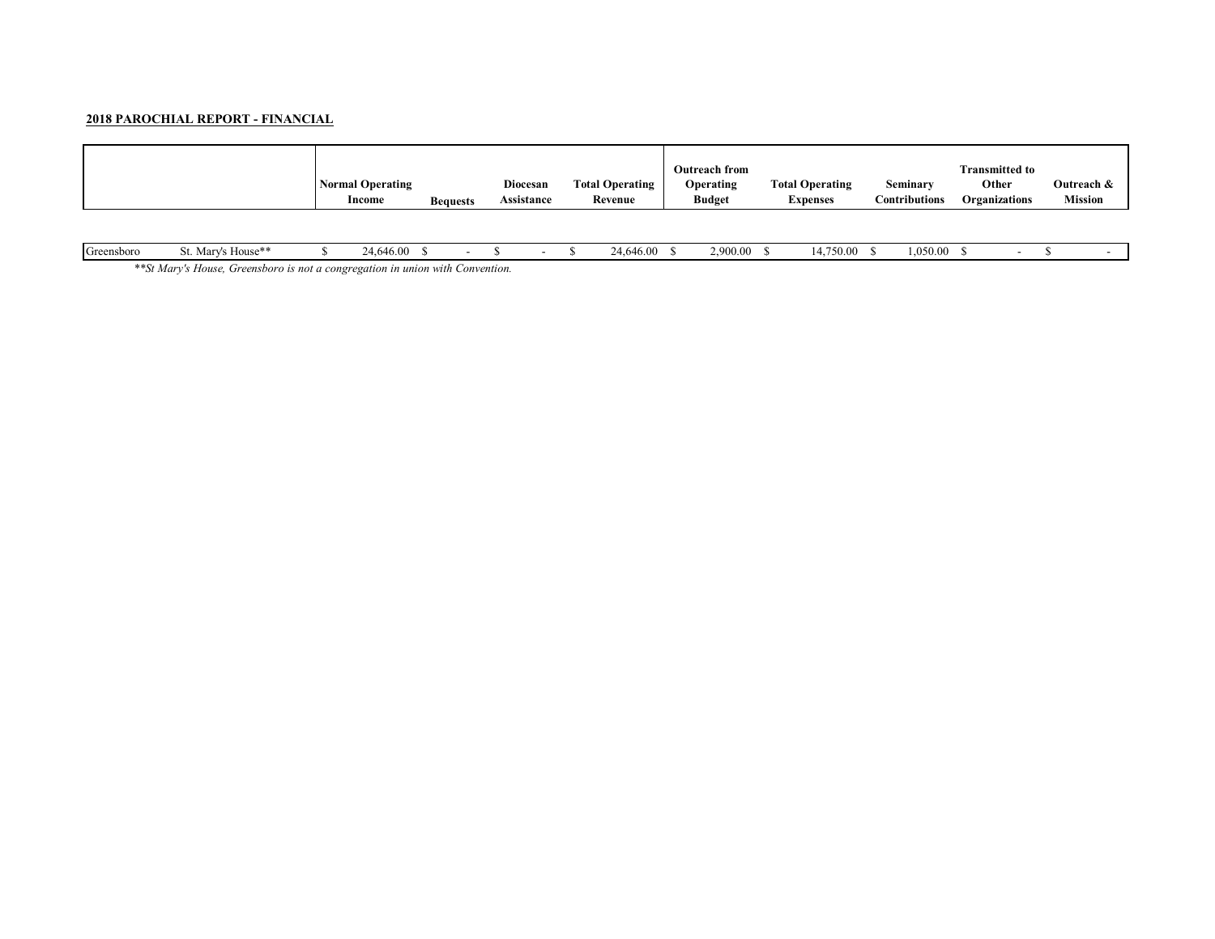**2018 PAROCHIAL REPORT - FINANCIAL**

| | | Normal Operating Income | Bequests | Diocesan Assistance | Total Operating Revenue | Outreach from Operating Budget | Total Operating Expenses | Seminary Contributions | Transmitted to Other Organizations | Outreach & Mission |
|---|---|---|---|---|---|---|---|---|---|---|
| Greensboro | St. Mary's House** | $ 24,646.00 | $ - | $ - | $ 24,646.00 | $ 2,900.00 | $ 14,750.00 | $ 1,050.00 | $ - | $ - |

*\*\*St Mary's House, Greensboro is not a congregation in union with Convention.*